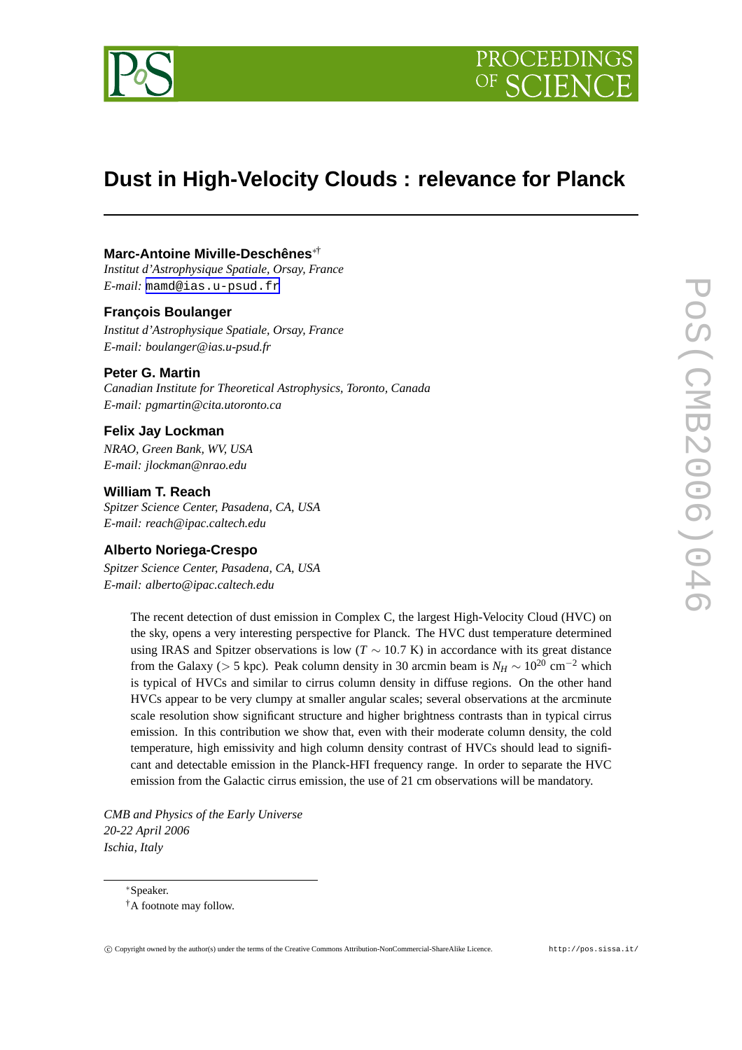# Dust in High-Velocity Clouds : relevance for Planck

**Marc-Antoine Miville-Deschênes**[∗†]
*Institut d'Astrophysique Spatiale, Orsay, France*
*E-mail:* mamd@ias.u-psud.fr

**François Boulanger**
*Institut d'Astrophysique Spatiale, Orsay, France*
*E-mail: boulanger@ias.u-psud.fr*

**Peter G. Martin**
*Canadian Institute for Theoretical Astrophysics, Toronto, Canada*
*E-mail: pgmartin@cita.utoronto.ca*

**Felix Jay Lockman**
*NRAO, Green Bank, WV, USA*
*E-mail: jlockman@nrao.edu*

**William T. Reach**
*Spitzer Science Center, Pasadena, CA, USA*
*E-mail: reach@ipac.caltech.edu*

**Alberto Noriega-Crespo**
*Spitzer Science Center, Pasadena, CA, USA*
*E-mail: alberto@ipac.caltech.edu*

The recent detection of dust emission in Complex C, the largest High-Velocity Cloud (HVC) on the sky, opens a very interesting perspective for Planck. The HVC dust temperature determined using IRAS and Spitzer observations is low ($T \sim 10.7$ K) in accordance with its great distance from the Galaxy ($> 5$ kpc). Peak column density in 30 arcmin beam is $N_H \sim 10^{20}$ cm$^{-2}$ which is typical of HVCs and similar to cirrus column density in diffuse regions. On the other hand HVCs appear to be very clumpy at smaller angular scales; several observations at the arcminute scale resolution show significant structure and higher brightness contrasts than in typical cirrus emission. In this contribution we show that, even with their moderate column density, the cold temperature, high emissivity and high column density contrast of HVCs should lead to significant and detectable emission in the Planck-HFI frequency range. In order to separate the HVC emission from the Galactic cirrus emission, the use of 21 cm observations will be mandatory.

*CMB and Physics of the Early Universe*
*20-22 April 2006*
*Ischia, Italy*

[∗]Speaker.
[†]A footnote may follow.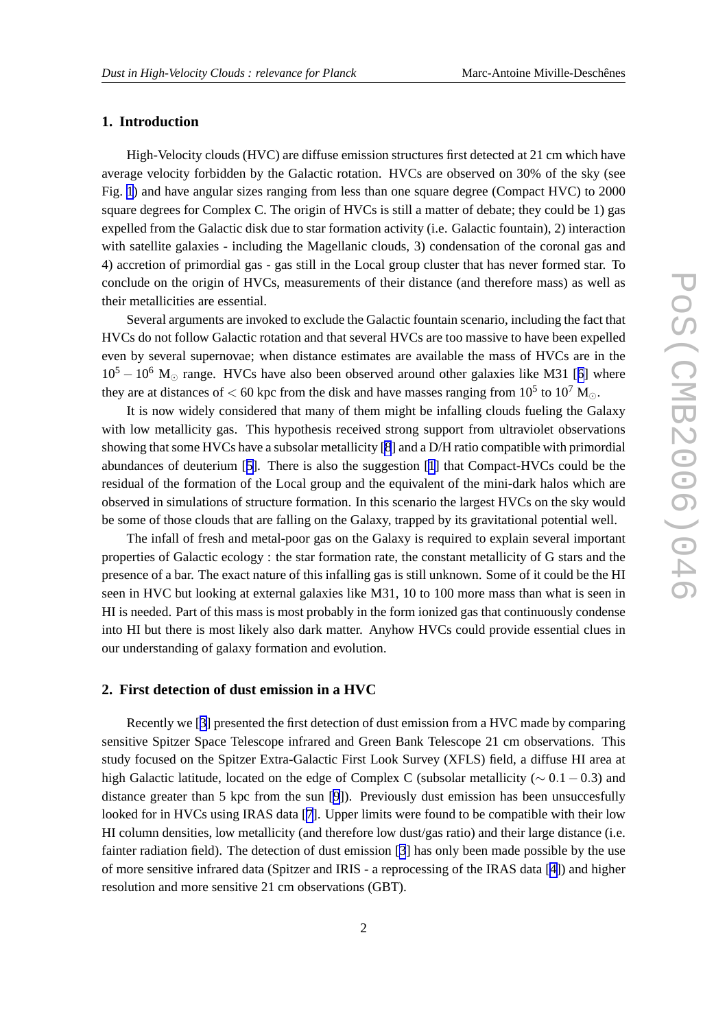## 1. Introduction

High-Velocity clouds (HVC) are diffuse emission structures first detected at 21 cm which have average velocity forbidden by the Galactic rotation. HVCs are observed on 30% of the sky (see Fig. 1) and have angular sizes ranging from less than one square degree (Compact HVC) to 2000 square degrees for Complex C. The origin of HVCs is still a matter of debate; they could be 1) gas expelled from the Galactic disk due to star formation activity (i.e. Galactic fountain), 2) interaction with satellite galaxies - including the Magellanic clouds, 3) condensation of the coronal gas and 4) accretion of primordial gas - gas still in the Local group cluster that has never formed star. To conclude on the origin of HVCs, measurements of their distance (and therefore mass) as well as their metallicities are essential.

Several arguments are invoked to exclude the Galactic fountain scenario, including the fact that HVCs do not follow Galactic rotation and that several HVCs are too massive to have been expelled even by several supernovae; when distance estimates are available the mass of HVCs are in the $10^5 - 10^6$ $M_\odot$ range. HVCs have also been observed around other galaxies like M31 [6] where they are at distances of $< 60$ kpc from the disk and have masses ranging from $10^5$ to $10^7$ $M_\odot$.

It is now widely considered that many of them might be infalling clouds fueling the Galaxy with low metallicity gas. This hypothesis received strong support from ultraviolet observations showing that some HVCs have a subsolar metallicity [8] and a D/H ratio compatible with primordial abundances of deuterium [5]. There is also the suggestion [1] that Compact-HVCs could be the residual of the formation of the Local group and the equivalent of the mini-dark halos which are observed in simulations of structure formation. In this scenario the largest HVCs on the sky would be some of those clouds that are falling on the Galaxy, trapped by its gravitational potential well.

The infall of fresh and metal-poor gas on the Galaxy is required to explain several important properties of Galactic ecology : the star formation rate, the constant metallicity of G stars and the presence of a bar. The exact nature of this infalling gas is still unknown. Some of it could be the HI seen in HVC but looking at external galaxies like M31, 10 to 100 more mass than what is seen in HI is needed. Part of this mass is most probably in the form ionized gas that continuously condense into HI but there is most likely also dark matter. Anyhow HVCs could provide essential clues in our understanding of galaxy formation and evolution.

## 2. First detection of dust emission in a HVC

Recently we [3] presented the first detection of dust emission from a HVC made by comparing sensitive Spitzer Space Telescope infrared and Green Bank Telescope 21 cm observations. This study focused on the Spitzer Extra-Galactic First Look Survey (XFLS) field, a diffuse HI area at high Galactic latitude, located on the edge of Complex C (subsolar metallicity ($\sim 0.1 - 0.3$) and distance greater than 5 kpc from the sun [9]). Previously dust emission has been unsuccesfully looked for in HVCs using IRAS data [7]. Upper limits were found to be compatible with their low HI column densities, low metallicity (and therefore low dust/gas ratio) and their large distance (i.e. fainter radiation field). The detection of dust emission [3] has only been made possible by the use of more sensitive infrared data (Spitzer and IRIS - a reprocessing of the IRAS data [4]) and higher resolution and more sensitive 21 cm observations (GBT).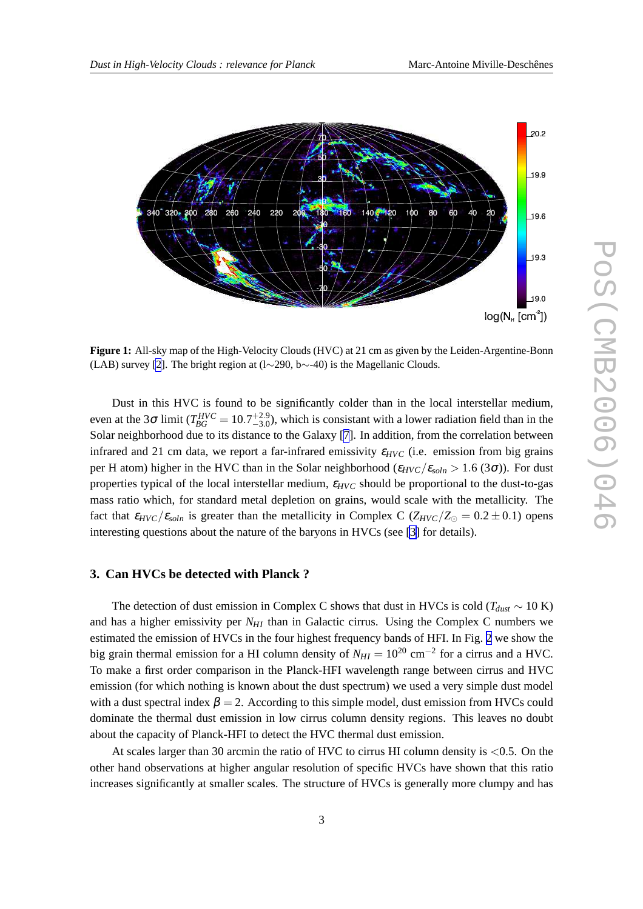340 320 300 280 260 240 220 200 180 160 140 120 100 80 60 40 20

70
50
30
10
-10
-30
-50
-70

20.2
19.9
19.6
19.3
19.0
log(N$_H$ [cm$^{-2}$])

**Figure 1:** All-sky map of the High-Velocity Clouds (HVC) at 21 cm as given by the Leiden-Argentine-Bonn (LAB) survey [2]. The bright region at (l$\sim$290, b$\sim$-40) is the Magellanic Clouds.

Dust in this HVC is found to be significantly colder than in the local interstellar medium, even at the $3\sigma$ limit ($T_{BG}^{HVC} = 10.7^{+2.9}_{-3.0}$), which is consistant with a lower radiation field than in the Solar neighborhood due to its distance to the Galaxy [7]. In addition, from the correlation between infrared and 21 cm data, we report a far-infrared emissivity $\varepsilon_{HVC}$ (i.e. emission from big grains per H atom) higher in the HVC than in the Solar neighborhood ($\varepsilon_{HVC}/\varepsilon_{soln} > 1.6$ ($3\sigma$)). For dust properties typical of the local interstellar medium, $\varepsilon_{HVC}$ should be proportional to the dust-to-gas mass ratio which, for standard metal depletion on grains, would scale with the metallicity. The fact that $\varepsilon_{HVC}/\varepsilon_{soln}$ is greater than the metallicity in Complex C ($Z_{HVC}/Z_{\odot} = 0.2 \pm 0.1$) opens interesting questions about the nature of the baryons in HVCs (see [3] for details).

### 3. Can HVCs be detected with Planck ?

The detection of dust emission in Complex C shows that dust in HVCs is cold ($T_{dust} \sim 10$ K) and has a higher emissivity per $N_{HI}$ than in Galactic cirrus. Using the Complex C numbers we estimated the emission of HVCs in the four highest frequency bands of HFI. In Fig. 2 we show the big grain thermal emission for a HI column density of $N_{HI} = 10^{20}$ cm$^{-2}$ for a cirrus and a HVC. To make a first order comparison in the Planck-HFI wavelength range between cirrus and HVC emission (for which nothing is known about the dust spectrum) we used a very simple dust model with a dust spectral index $\beta = 2$. According to this simple model, dust emission from HVCs could dominate the thermal dust emission in low cirrus column density regions. This leaves no doubt about the capacity of Planck-HFI to detect the HVC thermal dust emission.

At scales larger than 30 arcmin the ratio of HVC to cirrus HI column density is <0.5. On the other hand observations at higher angular resolution of specific HVCs have shown that this ratio increases significantly at smaller scales. The structure of HVCs is generally more clumpy and has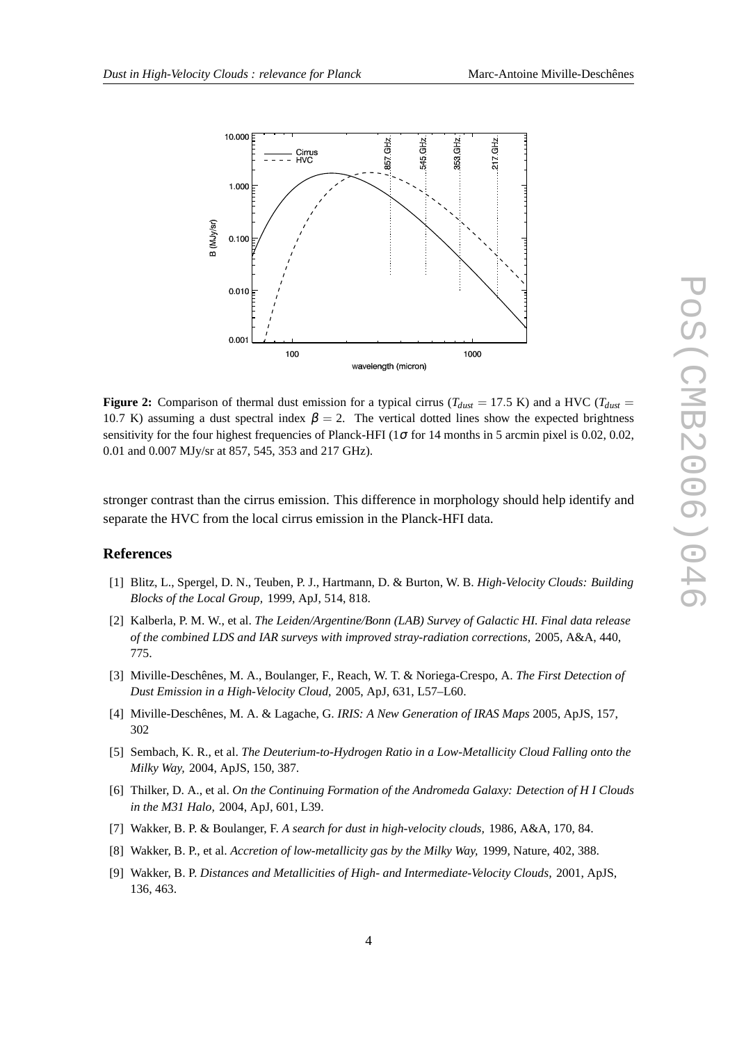10.000
1.000
0.100
0.010
0.001
B (MJy/sr)
100
1000
wavelength (micron)
Cirrus
HVC
857 GHz
545 GHz
353 GHz
217 GHz

**Figure 2:** Comparison of thermal dust emission for a typical cirrus ($T_{dust} = 17.5$ K) and a HVC ($T_{dust} = 10.7$ K) assuming a dust spectral index $\beta = 2$. The vertical dotted lines show the expected brightness sensitivity for the four highest frequencies of Planck-HFI ($1\sigma$ for 14 months in 5 arcmin pixel is 0.02, 0.02, 0.01 and 0.007 MJy/sr at 857, 545, 353 and 217 GHz).

stronger contrast than the cirrus emission. This difference in morphology should help identify and separate the HVC from the local cirrus emission in the Planck-HFI data.

## References

[1] Blitz, L., Spergel, D. N., Teuben, P. J., Hartmann, D. & Burton, W. B. *High-Velocity Clouds: Building Blocks of the Local Group,* 1999, ApJ, 514, 818.

[2] Kalberla, P. M. W., et al. *The Leiden/Argentine/Bonn (LAB) Survey of Galactic HI. Final data release of the combined LDS and IAR surveys with improved stray-radiation corrections,* 2005, A&A, 440, 775.

[3] Miville-Deschênes, M. A., Boulanger, F., Reach, W. T. & Noriega-Crespo, A. *The First Detection of Dust Emission in a High-Velocity Cloud,* 2005, ApJ, 631, L57–L60.

[4] Miville-Deschênes, M. A. & Lagache, G. *IRIS: A New Generation of IRAS Maps* 2005, ApJS, 157, 302

[5] Sembach, K. R., et al. *The Deuterium-to-Hydrogen Ratio in a Low-Metallicity Cloud Falling onto the Milky Way,* 2004, ApJS, 150, 387.

[6] Thilker, D. A., et al. *On the Continuing Formation of the Andromeda Galaxy: Detection of H I Clouds in the M31 Halo,* 2004, ApJ, 601, L39.

[7] Wakker, B. P. & Boulanger, F. *A search for dust in high-velocity clouds,* 1986, A&A, 170, 84.

[8] Wakker, B. P., et al. *Accretion of low-metallicity gas by the Milky Way,* 1999, Nature, 402, 388.

[9] Wakker, B. P. *Distances and Metallicities of High- and Intermediate-Velocity Clouds,* 2001, ApJS, 136, 463.